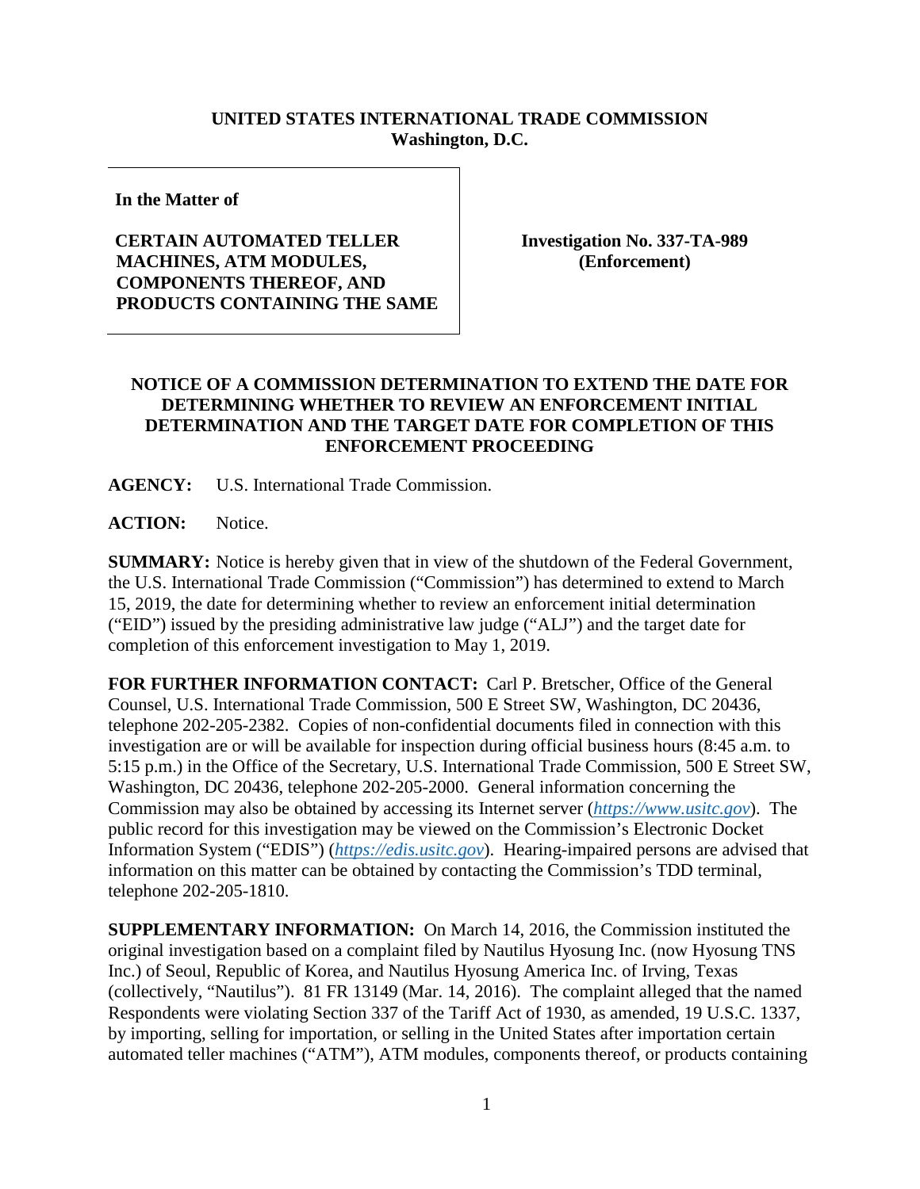**UNITED STATES INTERNATIONAL TRADE COMMISSION**
**Washington, D.C.**

| In the Matter of | |
| --- | --- |
| **CERTAIN AUTOMATED TELLER MACHINES, ATM MODULES, COMPONENTS THEREOF, AND PRODUCTS CONTAINING THE SAME** | **Investigation No. 337-TA-989 (Enforcement)** |

**NOTICE OF A COMMISSION DETERMINATION TO EXTEND THE DATE FOR DETERMINING WHETHER TO REVIEW AN ENFORCEMENT INITIAL DETERMINATION AND THE TARGET DATE FOR COMPLETION OF THIS ENFORCEMENT PROCEEDING**

**AGENCY:** U.S. International Trade Commission.

**ACTION:** Notice.

**SUMMARY:** Notice is hereby given that in view of the shutdown of the Federal Government, the U.S. International Trade Commission ("Commission") has determined to extend to March 15, 2019, the date for determining whether to review an enforcement initial determination ("EID") issued by the presiding administrative law judge ("ALJ") and the target date for completion of this enforcement investigation to May 1, 2019.

**FOR FURTHER INFORMATION CONTACT:** Carl P. Bretscher, Office of the General Counsel, U.S. International Trade Commission, 500 E Street SW, Washington, DC 20436, telephone 202-205-2382. Copies of non-confidential documents filed in connection with this investigation are or will be available for inspection during official business hours (8:45 a.m. to 5:15 p.m.) in the Office of the Secretary, U.S. International Trade Commission, 500 E Street SW, Washington, DC 20436, telephone 202-205-2000. General information concerning the Commission may also be obtained by accessing its Internet server (*https://www.usitc.gov*). The public record for this investigation may be viewed on the Commission's Electronic Docket Information System ("EDIS") (*https://edis.usitc.gov*). Hearing-impaired persons are advised that information on this matter can be obtained by contacting the Commission's TDD terminal, telephone 202-205-1810.

**SUPPLEMENTARY INFORMATION:** On March 14, 2016, the Commission instituted the original investigation based on a complaint filed by Nautilus Hyosung Inc. (now Hyosung TNS Inc.) of Seoul, Republic of Korea, and Nautilus Hyosung America Inc. of Irving, Texas (collectively, "Nautilus"). 81 FR 13149 (Mar. 14, 2016). The complaint alleged that the named Respondents were violating Section 337 of the Tariff Act of 1930, as amended, 19 U.S.C. 1337, by importing, selling for importation, or selling in the United States after importation certain automated teller machines ("ATM"), ATM modules, components thereof, or products containing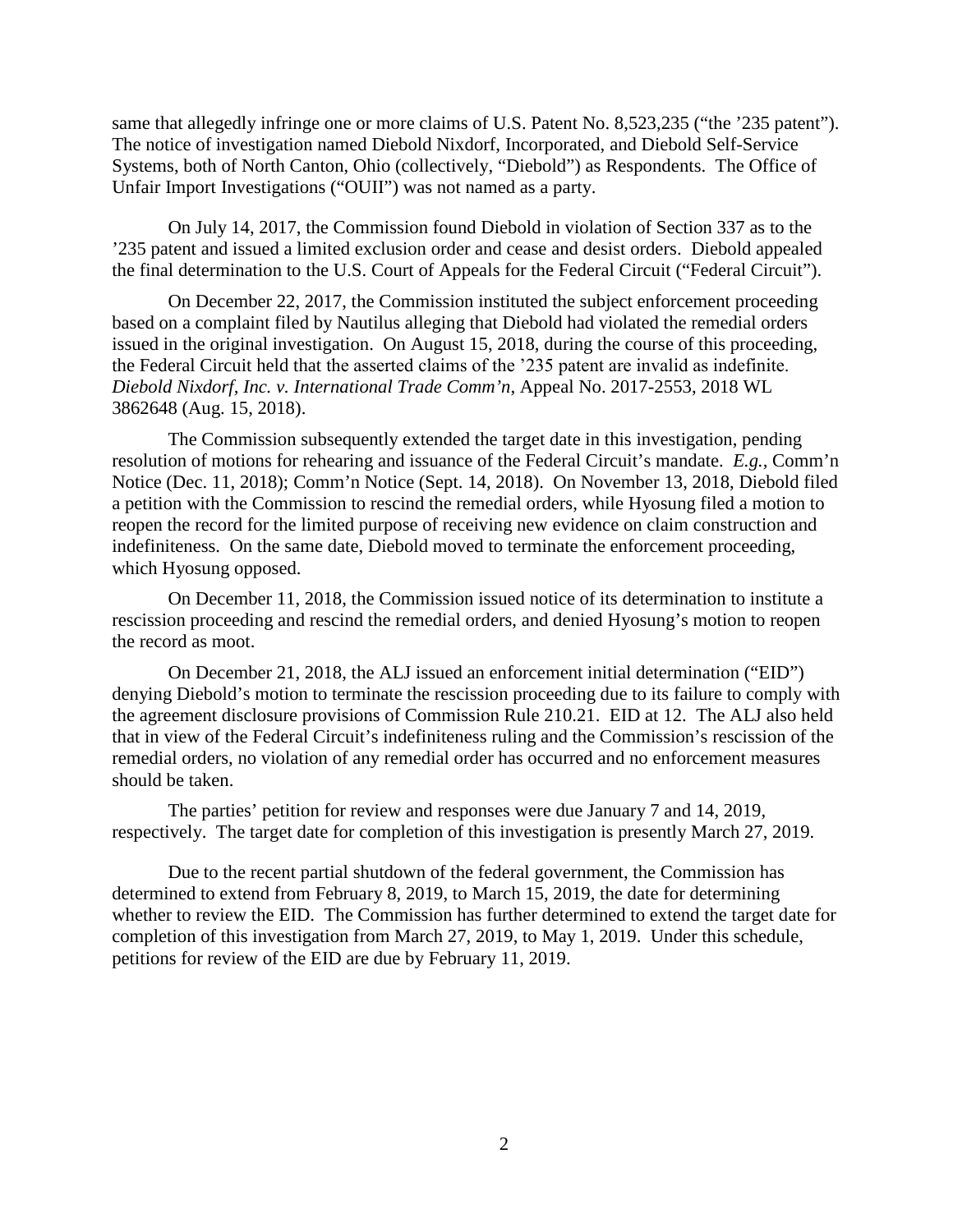same that allegedly infringe one or more claims of U.S. Patent No. 8,523,235 ("the '235 patent"). The notice of investigation named Diebold Nixdorf, Incorporated, and Diebold Self-Service Systems, both of North Canton, Ohio (collectively, "Diebold") as Respondents. The Office of Unfair Import Investigations ("OUII") was not named as a party.

On July 14, 2017, the Commission found Diebold in violation of Section 337 as to the '235 patent and issued a limited exclusion order and cease and desist orders. Diebold appealed the final determination to the U.S. Court of Appeals for the Federal Circuit ("Federal Circuit").

On December 22, 2017, the Commission instituted the subject enforcement proceeding based on a complaint filed by Nautilus alleging that Diebold had violated the remedial orders issued in the original investigation. On August 15, 2018, during the course of this proceeding, the Federal Circuit held that the asserted claims of the '235 patent are invalid as indefinite. *Diebold Nixdorf, Inc. v. International Trade Comm'n*, Appeal No. 2017-2553, 2018 WL 3862648 (Aug. 15, 2018).

The Commission subsequently extended the target date in this investigation, pending resolution of motions for rehearing and issuance of the Federal Circuit's mandate. *E.g.*, Comm'n Notice (Dec. 11, 2018); Comm'n Notice (Sept. 14, 2018). On November 13, 2018, Diebold filed a petition with the Commission to rescind the remedial orders, while Hyosung filed a motion to reopen the record for the limited purpose of receiving new evidence on claim construction and indefiniteness. On the same date, Diebold moved to terminate the enforcement proceeding, which Hyosung opposed.

On December 11, 2018, the Commission issued notice of its determination to institute a rescission proceeding and rescind the remedial orders, and denied Hyosung's motion to reopen the record as moot.

On December 21, 2018, the ALJ issued an enforcement initial determination ("EID") denying Diebold's motion to terminate the rescission proceeding due to its failure to comply with the agreement disclosure provisions of Commission Rule 210.21. EID at 12. The ALJ also held that in view of the Federal Circuit's indefiniteness ruling and the Commission's rescission of the remedial orders, no violation of any remedial order has occurred and no enforcement measures should be taken.

The parties' petition for review and responses were due January 7 and 14, 2019, respectively. The target date for completion of this investigation is presently March 27, 2019.

Due to the recent partial shutdown of the federal government, the Commission has determined to extend from February 8, 2019, to March 15, 2019, the date for determining whether to review the EID. The Commission has further determined to extend the target date for completion of this investigation from March 27, 2019, to May 1, 2019. Under this schedule, petitions for review of the EID are due by February 11, 2019.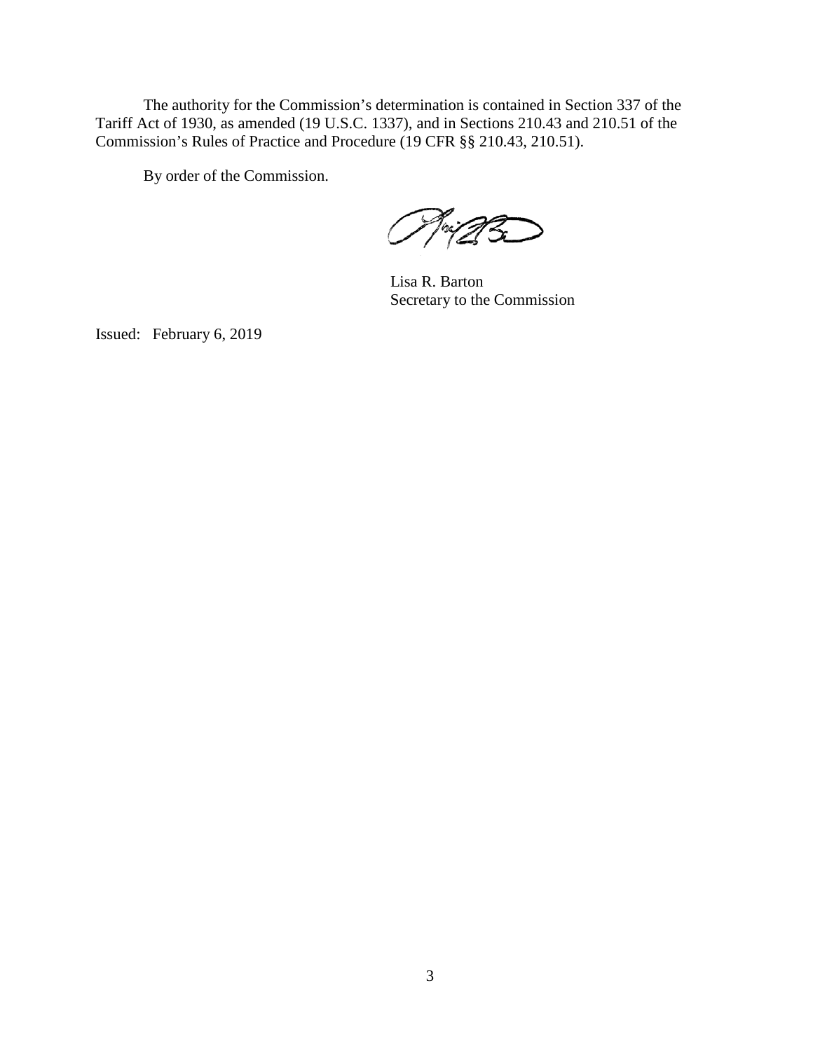The authority for the Commission's determination is contained in Section 337 of the Tariff Act of 1930, as amended (19 U.S.C. 1337), and in Sections 210.43 and 210.51 of the Commission's Rules of Practice and Procedure (19 CFR §§ 210.43, 210.51).

By order of the Commission.

Lisa R. Barton
Secretary to the Commission

Issued: February 6, 2019